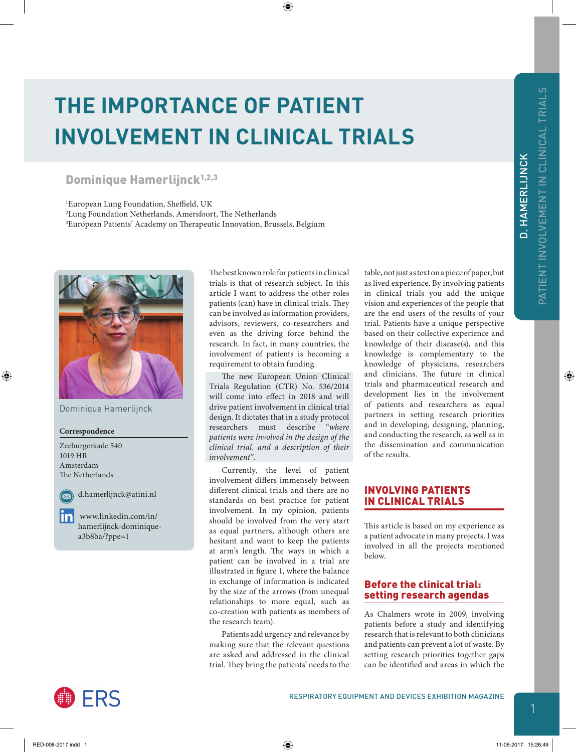# THE IMPORTANCE OF PATIENT INVOLVEMENT IN CLINICAL TRIALS

**Dominique Hamerlijnck**[1,2,3]

[1]European Lung Foundation, Sheffield, UK
[2]Lung Foundation Netherlands, Amersfoort, The Netherlands
[3]European Patients' Academy on Therapeutic Innovation, Brussels, Belgium

Dominique Hamerlijnck

**Correspondence**

Zeeburgerkade 540
1019 HR
Amsterdam
The Netherlands

d.hamerlijnck@atini.nl

www.linkedin.com/in/hamerlijnck-dominique-a3b8ba/?ppe=1

The best known role for patients in clinical trials is that of research subject. In this article I want to address the other roles patients (can) have in clinical trials. They can be involved as information providers, advisors, reviewers, co-researchers and even as the driving force behind the research. In fact, in many countries, the involvement of patients is becoming a requirement to obtain funding.

The new European Union Clinical Trials Regulation (CTR) No. 536/2014 will come into effect in 2018 and will drive patient involvement in clinical trial design. It dictates that in a study protocol researchers must describe *"where patients were involved in the design of the clinical trial, and a description of their involvement"*.

Currently, the level of patient involvement differs immensely between different clinical trials and there are no standards on best practice for patient involvement. In my opinion, patients should be involved from the very start as equal partners, although others are hesitant and want to keep the patients at arm's length. The ways in which a patient can be involved in a trial are illustrated in figure 1, where the balance in exchange of information is indicated by the size of the arrows (from unequal relationships to more equal, such as co-creation with patients as members of the research team).

Patients add urgency and relevance by making sure that the relevant questions are asked and addressed in the clinical trial. They bring the patients' needs to the table, not just as text on a piece of paper, but as lived experience. By involving patients in clinical trials you add the unique vision and experiences of the people that are the end users of the results of your trial. Patients have a unique perspective based on their collective experience and knowledge of their disease(s), and this knowledge is complementary to the knowledge of physicians, researchers and clinicians. The future in clinical trials and pharmaceutical research and development lies in the involvement of patients and researchers as equal partners in setting research priorities and in developing, designing, planning, and conducting the research, as well as in the dissemination and communication of the results.

## INVOLVING PATIENTS IN CLINICAL TRIALS

This article is based on my experience as a patient advocate in many projects. I was involved in all the projects mentioned below.

### Before the clinical trial: setting research agendas

As Chalmers wrote in 2009, involving patients before a study and identifying research that is relevant to both clinicians and patients can prevent a lot of waste. By setting research priorities together gaps can be identified and areas in which the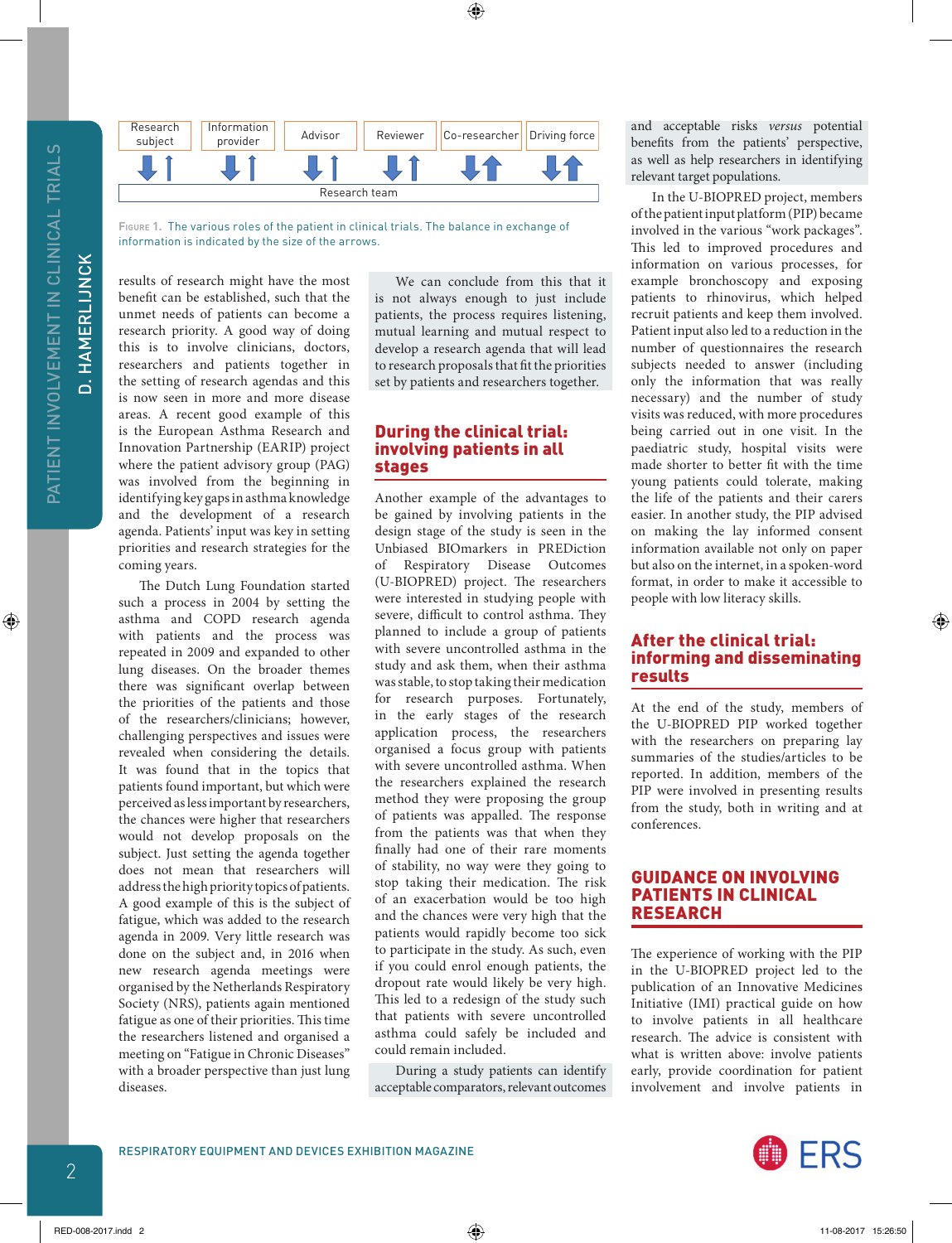| Research subject | Information provider | Advisor | Reviewer | Co-researcher | Driving force |
|---|---|---|---|---|---|
| ⬇ ↑ | ⬇ ↑ | ⬇ ↑ | ⬇ ↑ | ⬇ ⬆ | ⬇ ⬆ |
| Research team | | | | | |

FIGURE 1. The various roles of the patient in clinical trials. The balance in exchange of information is indicated by the size of the arrows.

results of research might have the most benefit can be established, such that the unmet needs of patients can become a research priority. A good way of doing this is to involve clinicians, doctors, researchers and patients together in the setting of research agendas and this is now seen in more and more disease areas. A recent good example of this is the European Asthma Research and Innovation Partnership (EARIP) project where the patient advisory group (PAG) was involved from the beginning in identifying key gaps in asthma knowledge and the development of a research agenda. Patients' input was key in setting priorities and research strategies for the coming years.

The Dutch Lung Foundation started such a process in 2004 by setting the asthma and COPD research agenda with patients and the process was repeated in 2009 and expanded to other lung diseases. On the broader themes there was significant overlap between the priorities of the patients and those of the researchers/clinicians; however, challenging perspectives and issues were revealed when considering the details. It was found that in the topics that patients found important, but which were perceived as less important by researchers, the chances were higher that researchers would not develop proposals on the subject. Just setting the agenda together does not mean that researchers will address the high priority topics of patients. A good example of this is the subject of fatigue, which was added to the research agenda in 2009. Very little research was done on the subject and, in 2016 when new research agenda meetings were organised by the Netherlands Respiratory Society (NRS), patients again mentioned fatigue as one of their priorities. This time the researchers listened and organised a meeting on "Fatigue in Chronic Diseases" with a broader perspective than just lung diseases.

We can conclude from this that it is not always enough to just include patients, the process requires listening, mutual learning and mutual respect to develop a research agenda that will lead to research proposals that fit the priorities set by patients and researchers together.

## During the clinical trial: involving patients in all stages

Another example of the advantages to be gained by involving patients in the design stage of the study is seen in the Unbiased BIOmarkers in PREDiction of Respiratory Disease Outcomes (U-BIOPRED) project. The researchers were interested in studying people with severe, difficult to control asthma. They planned to include a group of patients with severe uncontrolled asthma in the study and ask them, when their asthma was stable, to stop taking their medication for research purposes. Fortunately, in the early stages of the research application process, the researchers organised a focus group with patients with severe uncontrolled asthma. When the researchers explained the research method they were proposing the group of patients was appalled. The response from the patients was that when they finally had one of their rare moments of stability, no way were they going to stop taking their medication. The risk of an exacerbation would be too high and the chances were very high that the patients would rapidly become too sick to participate in the study. As such, even if you could enrol enough patients, the dropout rate would likely be very high. This led to a redesign of the study such that patients with severe uncontrolled asthma could safely be included and could remain included.

During a study patients can identify acceptable comparators, relevant outcomes and acceptable risks *versus* potential benefits from the patients' perspective, as well as help researchers in identifying relevant target populations.

In the U-BIOPRED project, members of the patient input platform (PIP) became involved in the various "work packages". This led to improved procedures and information on various processes, for example bronchoscopy and exposing patients to rhinovirus, which helped recruit patients and keep them involved. Patient input also led to a reduction in the number of questionnaires the research subjects needed to answer (including only the information that was really necessary) and the number of study visits was reduced, with more procedures being carried out in one visit. In the paediatric study, hospital visits were made shorter to better fit with the time young patients could tolerate, making the life of the patients and their carers easier. In another study, the PIP advised on making the lay informed consent information available not only on paper but also on the internet, in a spoken-word format, in order to make it accessible to people with low literacy skills.

## After the clinical trial: informing and disseminating results

At the end of the study, members of the U-BIOPRED PIP worked together with the researchers on preparing lay summaries of the studies/articles to be reported. In addition, members of the PIP were involved in presenting results from the study, both in writing and at conferences.

## GUIDANCE ON INVOLVING PATIENTS IN CLINICAL RESEARCH

The experience of working with the PIP in the U-BIOPRED project led to the publication of an Innovative Medicines Initiative (IMI) practical guide on how to involve patients in all healthcare research. The advice is consistent with what is written above: involve patients early, provide coordination for patient involvement and involve patients in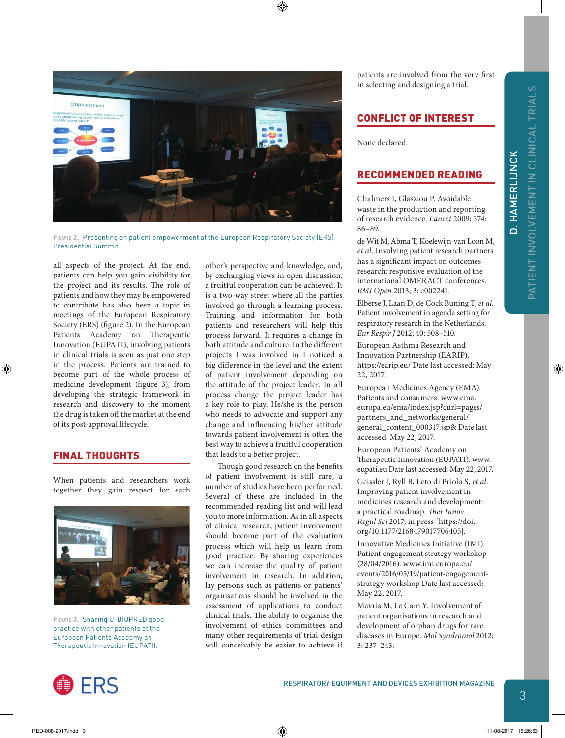Figure 2. Presenting on patient empowerment at the European Respiratory Society (ERS) Presidential Summit.

all aspects of the project. At the end, patients can help you gain visibility for the project and its results. The role of patients and how they may be empowered to contribute has also been a topic in meetings of the European Respiratory Society (ERS) (figure 2). In the European Patients Academy on Therapeutic Innovation (EUPATI), involving patients in clinical trials is seen as just one step in the process. Patients are trained to become part of the whole process of medicine development (figure 3), from developing the strategic framework in research and discovery to the moment the drug is taken off the market at the end of its post-approval lifecycle.

## FINAL THOUGHTS

When patients and researchers work together they gain respect for each other's perspective and knowledge, and, by exchanging views in open discussion, a fruitful cooperation can be achieved. It is a two-way street where all the parties involved go through a learning process. Training and information for both patients and researchers will help this process forward. It requires a change in both attitude and culture. In the different projects I was involved in I noticed a big difference in the level and the extent of patient involvement depending on the attitude of the project leader. In all process change the project leader has a key role to play. He/she is the person who needs to advocate and support any change and influencing his/her attitude towards patient involvement is often the best way to achieve a fruitful cooperation that leads to a better project.

Though good research on the benefits of patient involvement is still rare, a number of studies have been performed. Several of these are included in the recommended reading list and will lead you to more information. As in all aspects of clinical research, patient involvement should become part of the evaluation process which will help us learn from good practice. By sharing experiences we can increase the quality of patient involvement in research. In addition, lay persons such as patients or patients' organisations should be involved in the assessment of applications to conduct clinical trials. The ability to organise the involvement of ethics committees and many other requirements of trial design will conceivably be easier to achieve if patients are involved from the very first in selecting and designing a trial.

Figure 3. Sharing U-BIOPRED good practice with other patients at the European Patients Academy on Therapeutic Innovation (EUPATI).

## CONFLICT OF INTEREST

None declared.

## RECOMMENDED READING

Chalmers I, Glasziou P. Avoidable waste in the production and reporting of research evidence. *Lancet* 2009; 374: 86–89.

de Wit M, Abma T, Koelewijn-van Loon M, *et al.* Involving patient research partners has a significant impact on outcomes research: responsive evaluation of the international OMERACT conferences. *BMJ Open* 2013; 3: e002241.

Elberse J, Laan D, de Cock Buning T, *et al.* Patient involvement in agenda setting for respiratory research in the Netherlands. *Eur Respir J* 2012; 40: 508–510.

European Asthma Research and Innovation Partnership (EARIP). https://earip.eu/ Date last accessed: May 22, 2017.

European Medicines Agency (EMA). Patients and consumers. www.ema.europa.eu/ema/index.jsp?curl=pages/partners_and_networks/general/general_content_000317.jsp& Date last accessed: May 22, 2017.

European Patients' Academy on Therapeutic Innovation (EUPATI). www.eupati.eu Date last accessed: May 22, 2017.

Geissler J, Ryll B, Leto di Priolo S, *et al.* Improving patient involvement in medicines research and development: a practical roadmap. *Ther Innov Regul Sci* 2017; in press [https://doi.org/10.1177/2168479017706405].

Innovative Medicines Initiative (IMI). Patient engagement strategy workshop (28/04/2016). www.imi.europa.eu/events/2016/05/19/patient-engagement-strategy-workshop Date last accessed: May 22, 2017.

Mavris M, Le Cam Y. Involvement of patient organisations in research and development of orphan drugs for rare diseases in Europe. *Mol Syndromol* 2012; 3: 237–243.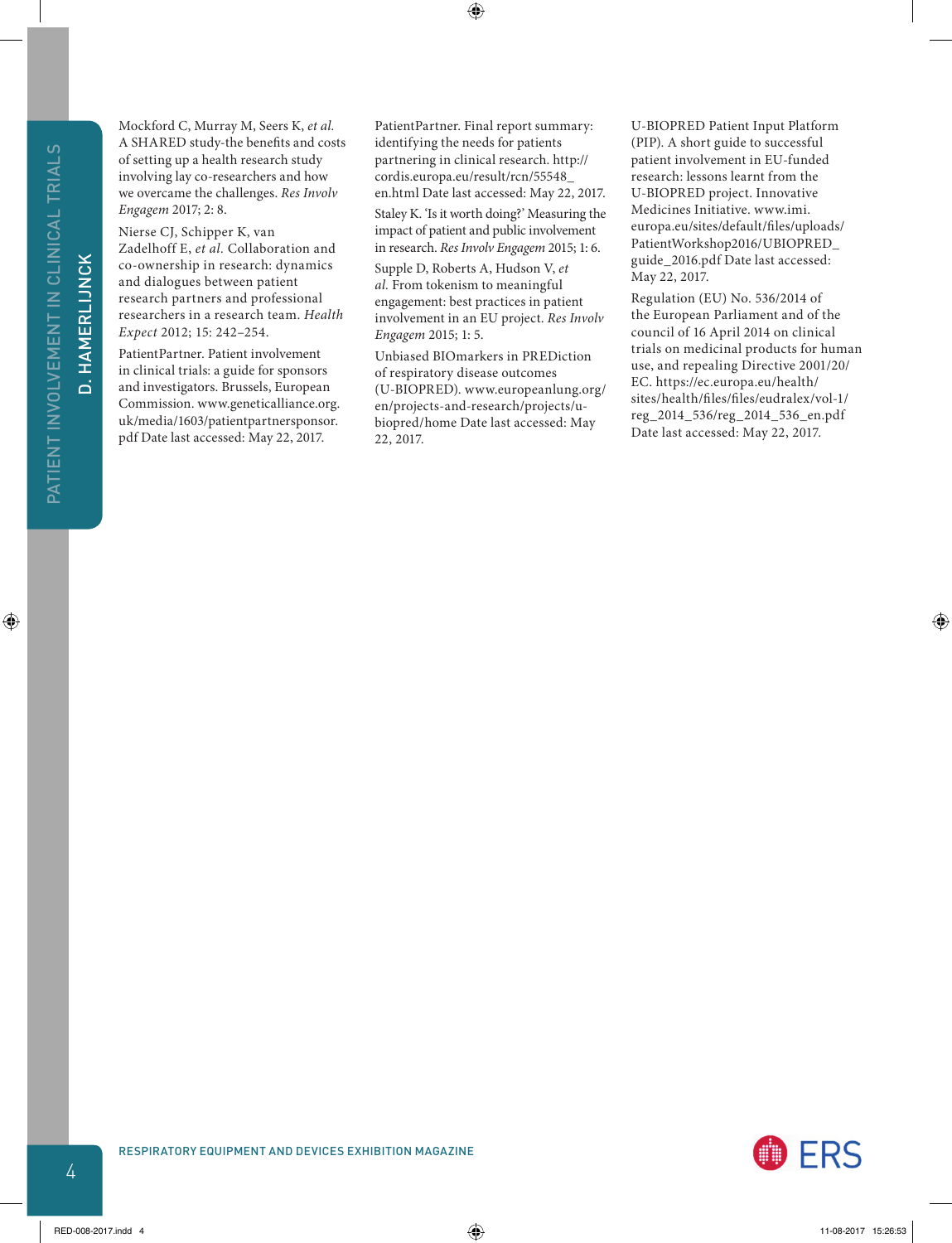Mockford C, Murray M, Seers K, *et al.* A SHARED study-the benefits and costs of setting up a health research study involving lay co-researchers and how we overcame the challenges. *Res Involv Engagem* 2017; 2: 8.

Nierse CJ, Schipper K, van Zadelhoff E, *et al.* Collaboration and co-ownership in research: dynamics and dialogues between patient research partners and professional researchers in a research team. *Health Expect* 2012; 15: 242–254.

PatientPartner. Patient involvement in clinical trials: a guide for sponsors and investigators. Brussels, European Commission. www.geneticalliance.org.uk/media/1603/patientpartnersponsor.pdf Date last accessed: May 22, 2017.

PatientPartner. Final report summary: identifying the needs for patients partnering in clinical research. http://cordis.europa.eu/result/rcn/55548_en.html Date last accessed: May 22, 2017.

Staley K. 'Is it worth doing?' Measuring the impact of patient and public involvement in research. *Res Involv Engagem* 2015; 1: 6.

Supple D, Roberts A, Hudson V, *et al.* From tokenism to meaningful engagement: best practices in patient involvement in an EU project. *Res Involv Engagem* 2015; 1: 5.

Unbiased BIOmarkers in PREDiction of respiratory disease outcomes (U-BIOPRED). www.europeanlung.org/en/projects-and-research/projects/u-biopred/home Date last accessed: May 22, 2017.

U-BIOPRED Patient Input Platform (PIP). A short guide to successful patient involvement in EU-funded research: lessons learnt from the U-BIOPRED project. Innovative Medicines Initiative. www.imi.europa.eu/sites/default/files/uploads/PatientWorkshop2016/UBIOPRED_guide_2016.pdf Date last accessed: May 22, 2017.

Regulation (EU) No. 536/2014 of the European Parliament and of the council of 16 April 2014 on clinical trials on medicinal products for human use, and repealing Directive 2001/20/EC. https://ec.europa.eu/health/sites/health/files/files/eudralex/vol-1/reg_2014_536/reg_2014_536_en.pdf Date last accessed: May 22, 2017.